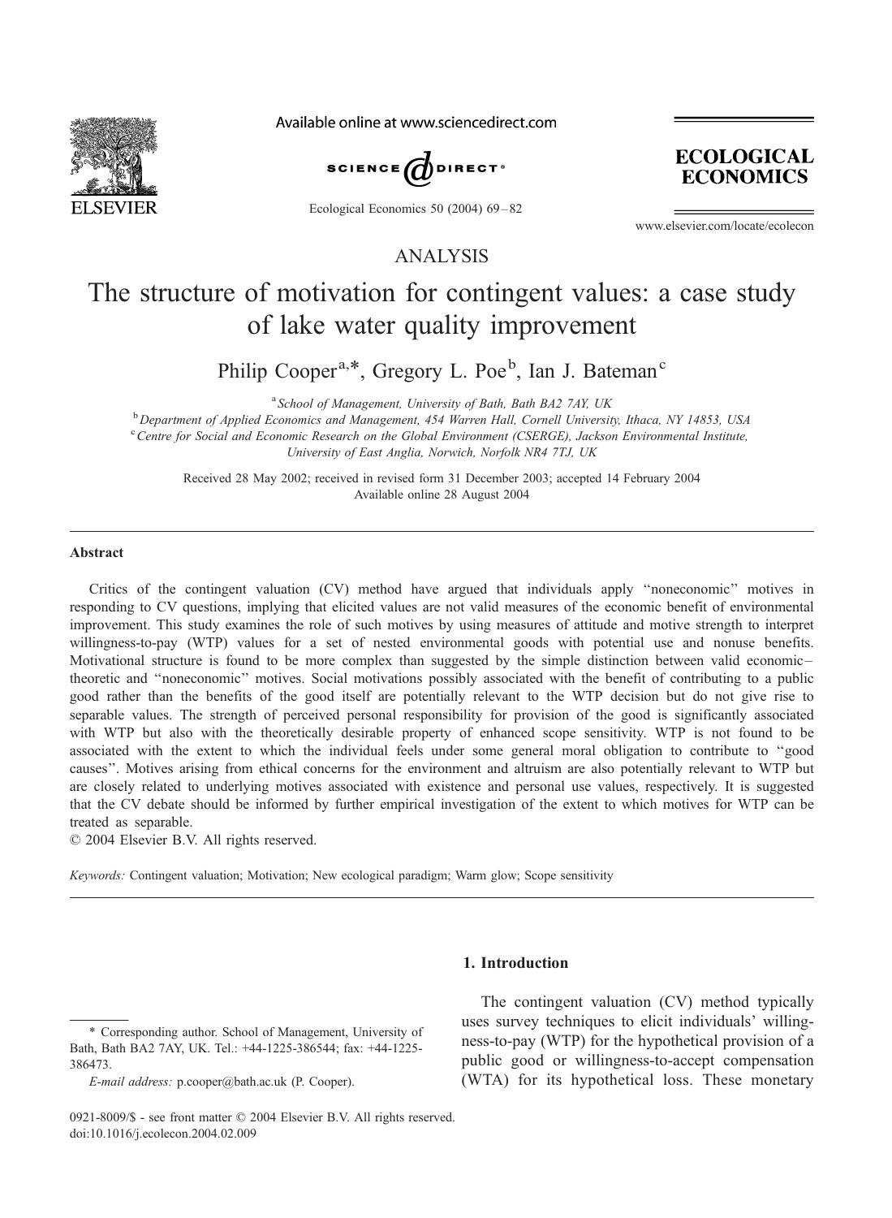ANALYSIS

# The structure of motivation for contingent values: a case study of lake water quality improvement

Philip Cooper[a,*], Gregory L. Poe[b], Ian J. Bateman[c]

[a] *School of Management, University of Bath, Bath BA2 7AY, UK*

[b] *Department of Applied Economics and Management, 454 Warren Hall, Cornell University, Ithaca, NY 14853, USA*

[c] *Centre for Social and Economic Research on the Global Environment (CSERGE), Jackson Environmental Institute, University of East Anglia, Norwich, Norfolk NR4 7TJ, UK*

Received 28 May 2002; received in revised form 31 December 2003; accepted 14 February 2004
Available online 28 August 2004

## Abstract

Critics of the contingent valuation (CV) method have argued that individuals apply "noneconomic" motives in responding to CV questions, implying that elicited values are not valid measures of the economic benefit of environmental improvement. This study examines the role of such motives by using measures of attitude and motive strength to interpret willingness-to-pay (WTP) values for a set of nested environmental goods with potential use and nonuse benefits. Motivational structure is found to be more complex than suggested by the simple distinction between valid economic–theoretic and "noneconomic" motives. Social motivations possibly associated with the benefit of contributing to a public good rather than the benefits of the good itself are potentially relevant to the WTP decision but do not give rise to separable values. The strength of perceived personal responsibility for provision of the good is significantly associated with WTP but also with the theoretically desirable property of enhanced scope sensitivity. WTP is not found to be associated with the extent to which the individual feels under some general moral obligation to contribute to "good causes". Motives arising from ethical concerns for the environment and altruism are also potentially relevant to WTP but are closely related to underlying motives associated with existence and personal use values, respectively. It is suggested that the CV debate should be informed by further empirical investigation of the extent to which motives for WTP can be treated as separable.

© 2004 Elsevier B.V. All rights reserved.

*Keywords:* Contingent valuation; Motivation; New ecological paradigm; Warm glow; Scope sensitivity

## 1. Introduction

The contingent valuation (CV) method typically uses survey techniques to elicit individuals' willingness-to-pay (WTP) for the hypothetical provision of a public good or willingness-to-accept compensation (WTA) for its hypothetical loss. These monetary

---

\* Corresponding author. School of Management, University of Bath, Bath BA2 7AY, UK. Tel.: +44-1225-386544; fax: +44-1225-386473.

*E-mail address:* p.cooper@bath.ac.uk (P. Cooper).

0921-8009/$ - see front matter © 2004 Elsevier B.V. All rights reserved.
doi:10.1016/j.ecolecon.2004.02.009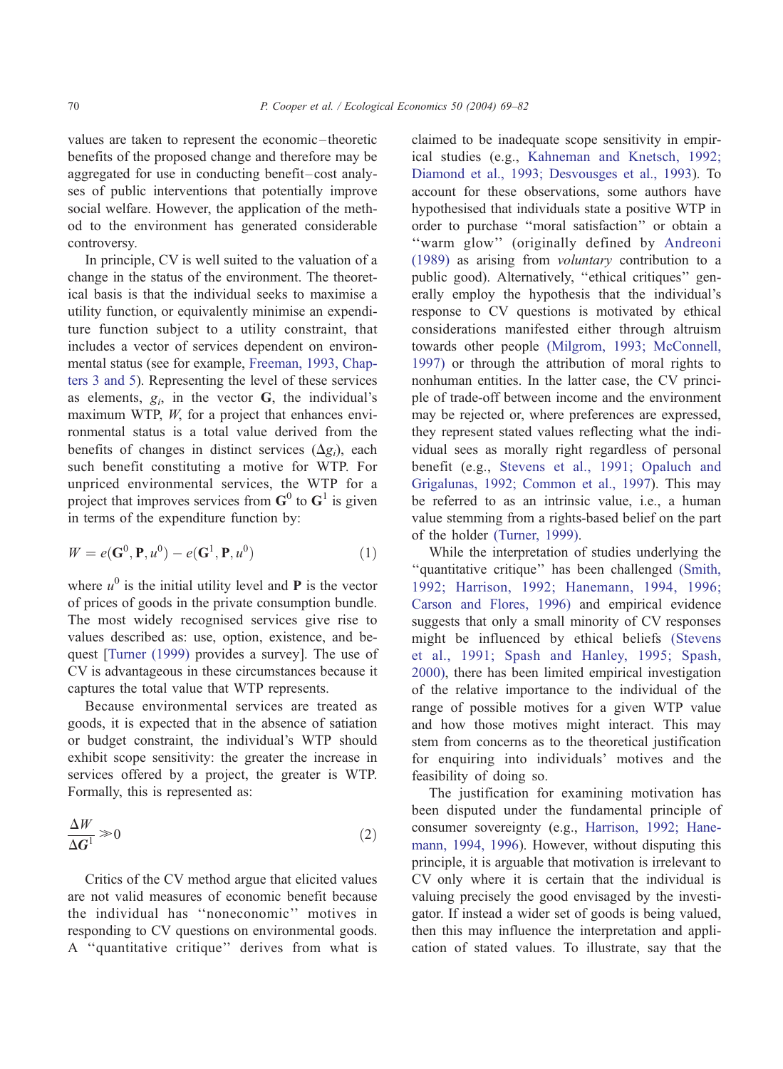values are taken to represent the economic–theoretic benefits of the proposed change and therefore may be aggregated for use in conducting benefit–cost analyses of public interventions that potentially improve social welfare. However, the application of the method to the environment has generated considerable controversy.

In principle, CV is well suited to the valuation of a change in the status of the environment. The theoretical basis is that the individual seeks to maximise a utility function, or equivalently minimise an expenditure function subject to a utility constraint, that includes a vector of services dependent on environmental status (see for example, Freeman, 1993, Chapters 3 and 5). Representing the level of these services as elements, $g_i$, in the vector $\mathbf{G}$, the individual's maximum WTP, $W$, for a project that enhances environmental status is a total value derived from the benefits of changes in distinct services ($\Delta g_i$), each such benefit constituting a motive for WTP. For unpriced environmental services, the WTP for a project that improves services from $\mathbf{G}^0$ to $\mathbf{G}^1$ is given in terms of the expenditure function by:

$$W = e(\mathbf{G}^0, \mathbf{P}, u^0) - e(\mathbf{G}^1, \mathbf{P}, u^0) \tag{1}$$

where $u^0$ is the initial utility level and $\mathbf{P}$ is the vector of prices of goods in the private consumption bundle. The most widely recognised services give rise to values described as: use, option, existence, and bequest [Turner (1999) provides a survey]. The use of CV is advantageous in these circumstances because it captures the total value that WTP represents.

Because environmental services are treated as goods, it is expected that in the absence of satiation or budget constraint, the individual's WTP should exhibit scope sensitivity: the greater the increase in services offered by a project, the greater is WTP. Formally, this is represented as:

$$\frac{\Delta W}{\Delta \boldsymbol{G}^1} \gg 0 \tag{2}$$

Critics of the CV method argue that elicited values are not valid measures of economic benefit because the individual has ''noneconomic'' motives in responding to CV questions on environmental goods. A ''quantitative critique'' derives from what is claimed to be inadequate scope sensitivity in empirical studies (e.g., Kahneman and Knetsch, 1992; Diamond et al., 1993; Desvousges et al., 1993). To account for these observations, some authors have hypothesised that individuals state a positive WTP in order to purchase ''moral satisfaction'' or obtain a ''warm glow'' (originally defined by Andreoni (1989) as arising from *voluntary* contribution to a public good). Alternatively, ''ethical critiques'' generally employ the hypothesis that the individual's response to CV questions is motivated by ethical considerations manifested either through altruism towards other people (Milgrom, 1993; McConnell, 1997) or through the attribution of moral rights to nonhuman entities. In the latter case, the CV principle of trade-off between income and the environment may be rejected or, where preferences are expressed, they represent stated values reflecting what the individual sees as morally right regardless of personal benefit (e.g., Stevens et al., 1991; Opaluch and Grigalunas, 1992; Common et al., 1997). This may be referred to as an intrinsic value, i.e., a human value stemming from a rights-based belief on the part of the holder (Turner, 1999).

While the interpretation of studies underlying the ''quantitative critique'' has been challenged (Smith, 1992; Harrison, 1992; Hanemann, 1994, 1996; Carson and Flores, 1996) and empirical evidence suggests that only a small minority of CV responses might be influenced by ethical beliefs (Stevens et al., 1991; Spash and Hanley, 1995; Spash, 2000), there has been limited empirical investigation of the relative importance to the individual of the range of possible motives for a given WTP value and how those motives might interact. This may stem from concerns as to the theoretical justification for enquiring into individuals' motives and the feasibility of doing so.

The justification for examining motivation has been disputed under the fundamental principle of consumer sovereignty (e.g., Harrison, 1992; Hanemann, 1994, 1996). However, without disputing this principle, it is arguable that motivation is irrelevant to CV only where it is certain that the individual is valuing precisely the good envisaged by the investigator. If instead a wider set of goods is being valued, then this may influence the interpretation and application of stated values. To illustrate, say that the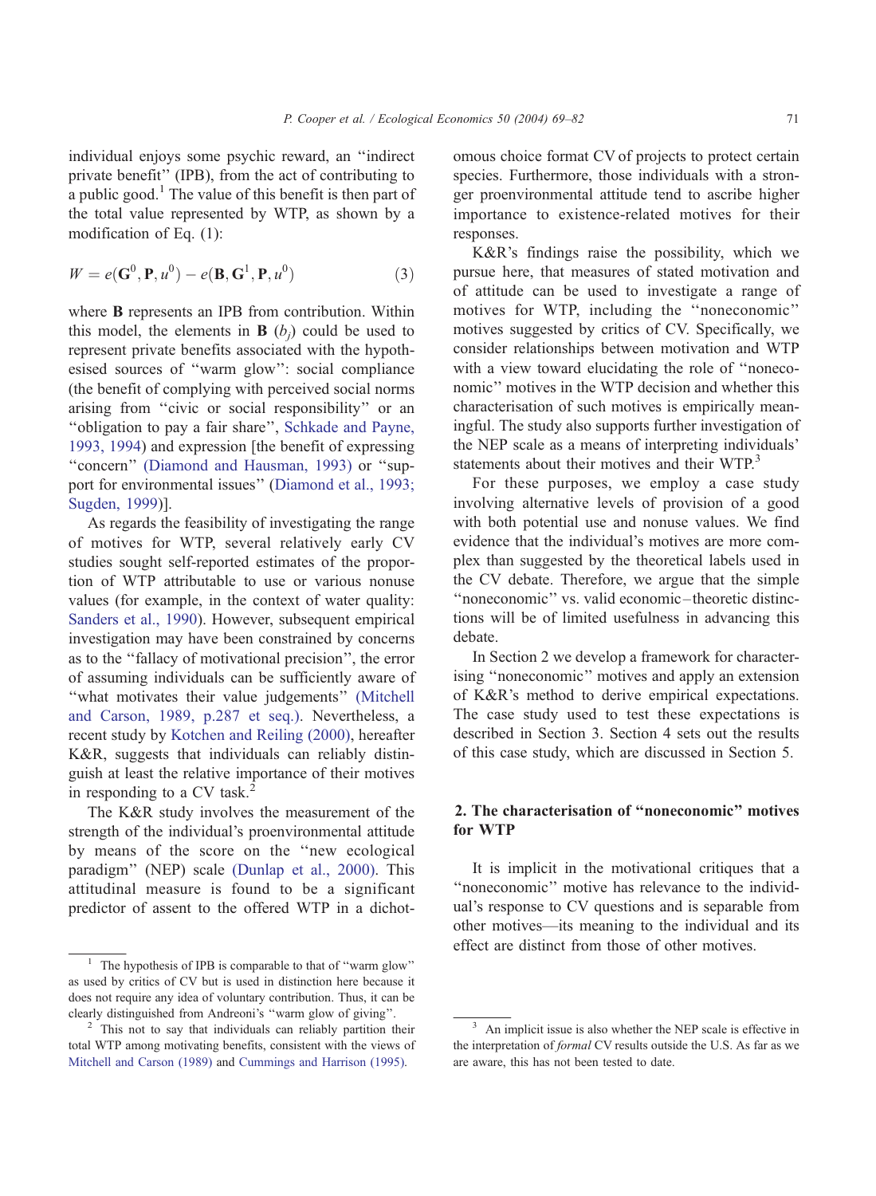individual enjoys some psychic reward, an "indirect private benefit" (IPB), from the act of contributing to a public good.[1] The value of this benefit is then part of the total value represented by WTP, as shown by a modification of Eq. (1):

$$W = e(\mathbf{G}^0, \mathbf{P}, u^0) - e(\mathbf{B}, \mathbf{G}^1, \mathbf{P}, u^0) \tag{3}$$

where **B** represents an IPB from contribution. Within this model, the elements in **B** ($b_j$) could be used to represent private benefits associated with the hypothesised sources of "warm glow": social compliance (the benefit of complying with perceived social norms arising from "civic or social responsibility" or an "obligation to pay a fair share", Schkade and Payne, 1993, 1994) and expression [the benefit of expressing "concern" (Diamond and Hausman, 1993) or "support for environmental issues" (Diamond et al., 1993; Sugden, 1999)].

As regards the feasibility of investigating the range of motives for WTP, several relatively early CV studies sought self-reported estimates of the proportion of WTP attributable to use or various nonuse values (for example, in the context of water quality: Sanders et al., 1990). However, subsequent empirical investigation may have been constrained by concerns as to the "fallacy of motivational precision", the error of assuming individuals can be sufficiently aware of "what motivates their value judgements" (Mitchell and Carson, 1989, p.287 et seq.). Nevertheless, a recent study by Kotchen and Reiling (2000), hereafter K&R, suggests that individuals can reliably distinguish at least the relative importance of their motives in responding to a CV task.[2]

The K&R study involves the measurement of the strength of the individual's proenvironmental attitude by means of the score on the "new ecological paradigm" (NEP) scale (Dunlap et al., 2000). This attitudinal measure is found to be a significant predictor of assent to the offered WTP in a dichotomous choice format CV of projects to protect certain species. Furthermore, those individuals with a stronger proenvironmental attitude tend to ascribe higher importance to existence-related motives for their responses.

K&R's findings raise the possibility, which we pursue here, that measures of stated motivation and of attitude can be used to investigate a range of motives for WTP, including the "noneconomic" motives suggested by critics of CV. Specifically, we consider relationships between motivation and WTP with a view toward elucidating the role of "noneconomic" motives in the WTP decision and whether this characterisation of such motives is empirically meaningful. The study also supports further investigation of the NEP scale as a means of interpreting individuals' statements about their motives and their WTP.[3]

For these purposes, we employ a case study involving alternative levels of provision of a good with both potential use and nonuse values. We find evidence that the individual's motives are more complex than suggested by the theoretical labels used in the CV debate. Therefore, we argue that the simple "noneconomic" vs. valid economic–theoretic distinctions will be of limited usefulness in advancing this debate.

In Section 2 we develop a framework for characterising "noneconomic" motives and apply an extension of K&R's method to derive empirical expectations. The case study used to test these expectations is described in Section 3. Section 4 sets out the results of this case study, which are discussed in Section 5.

## 2. The characterisation of "noneconomic" motives for WTP

It is implicit in the motivational critiques that a "noneconomic" motive has relevance to the individual's response to CV questions and is separable from other motives—its meaning to the individual and its effect are distinct from those of other motives.

---

[1] The hypothesis of IPB is comparable to that of "warm glow" as used by critics of CV but is used in distinction here because it does not require any idea of voluntary contribution. Thus, it can be clearly distinguished from Andreoni's "warm glow of giving".

[2] This not to say that individuals can reliably partition their total WTP among motivating benefits, consistent with the views of Mitchell and Carson (1989) and Cummings and Harrison (1995).

[3] An implicit issue is also whether the NEP scale is effective in the interpretation of *formal* CV results outside the U.S. As far as we are aware, this has not been tested to date.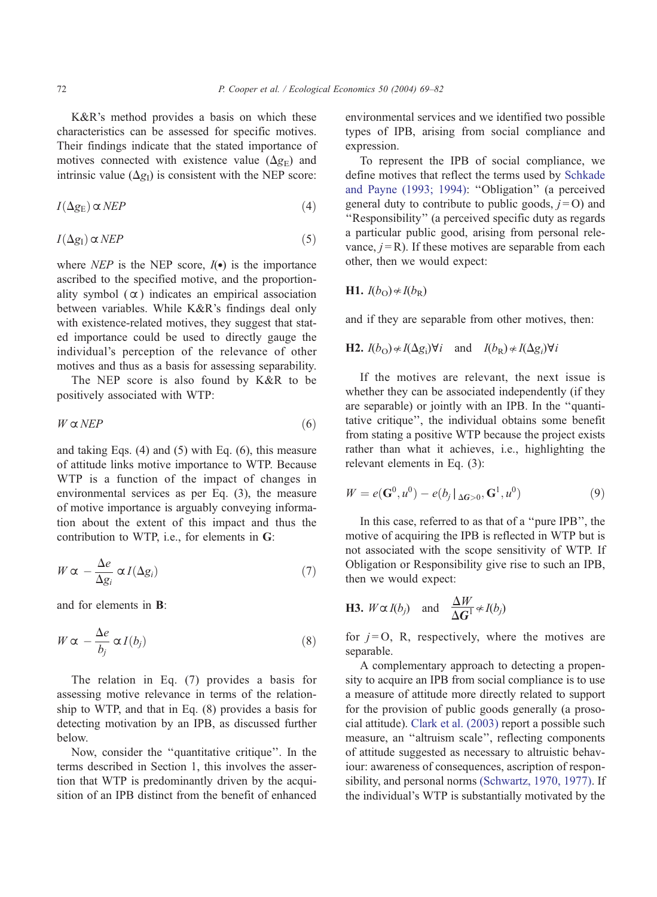K&R's method provides a basis on which these characteristics can be assessed for specific motives. Their findings indicate that the stated importance of motives connected with existence value ($\Delta g_E$) and intrinsic value ($\Delta g_I$) is consistent with the NEP score:

$$I(\Delta g_E) \propto NEP \tag{4}$$

$$I(\Delta g_I) \propto NEP \tag{5}$$

where $NEP$ is the NEP score, $I(\bullet)$ is the importance ascribed to the specified motive, and the proportionality symbol ($\propto$) indicates an empirical association between variables. While K&R's findings deal only with existence-related motives, they suggest that stated importance could be used to directly gauge the individual's perception of the relevance of other motives and thus as a basis for assessing separability.

The NEP score is also found by K&R to be positively associated with WTP:

$$W \propto NEP \tag{6}$$

and taking Eqs. (4) and (5) with Eq. (6), this measure of attitude links motive importance to WTP. Because WTP is a function of the impact of changes in environmental services as per Eq. (3), the measure of motive importance is arguably conveying information about the extent of this impact and thus the contribution to WTP, i.e., for elements in **G**:

$$W \propto -\frac{\Delta e}{\Delta g_i} \propto I(\Delta g_i) \tag{7}$$

and for elements in **B**:

$$W \propto -\frac{\Delta e}{b_j} \propto I(b_j) \tag{8}$$

The relation in Eq. (7) provides a basis for assessing motive relevance in terms of the relationship to WTP, and that in Eq. (8) provides a basis for detecting motivation by an IPB, as discussed further below.

Now, consider the "quantitative critique". In the terms described in Section 1, this involves the assertion that WTP is predominantly driven by the acquisition of an IPB distinct from the benefit of enhanced environmental services and we identified two possible types of IPB, arising from social compliance and expression.

To represent the IPB of social compliance, we define motives that reflect the terms used by Schkade and Payne (1993; 1994): "Obligation" (a perceived general duty to contribute to public goods, $j = \mathrm{O}$) and "Responsibility" (a perceived specific duty as regards a particular public good, arising from personal relevance, $j = \mathrm{R}$). If these motives are separable from each other, then we would expect:

**H1.** $I(b_{\mathrm{O}}) \not\propto I(b_{\mathrm{R}})$

and if they are separable from other motives, then:

**H2.** $I(b_{\mathrm{O}}) \not\propto I(\Delta g_i) \forall i \quad \text{and} \quad I(b_{\mathrm{R}}) \not\propto I(\Delta g_i) \forall i$

If the motives are relevant, the next issue is whether they can be associated independently (if they are separable) or jointly with an IPB. In the "quantitative critique", the individual obtains some benefit from stating a positive WTP because the project exists rather than what it achieves, i.e., highlighting the relevant elements in Eq. (3):

$$W = e(\mathbf{G}^0, u^0) - e(b_j\,|_{\Delta G > 0}, \mathbf{G}^1, u^0) \tag{9}$$

In this case, referred to as that of a "pure IPB", the motive of acquiring the IPB is reflected in WTP but is not associated with the scope sensitivity of WTP. If Obligation or Responsibility give rise to such an IPB, then we would expect:

**H3.** $W \propto I(b_j) \quad \text{and} \quad \dfrac{\Delta W}{\Delta \boldsymbol{G}^1} \not\propto I(b_j)$

for $j = \mathrm{O}$, R, respectively, where the motives are separable.

A complementary approach to detecting a propensity to acquire an IPB from social compliance is to use a measure of attitude more directly related to support for the provision of public goods generally (a prosocial attitude). Clark et al. (2003) report a possible such measure, an "altruism scale", reflecting components of attitude suggested as necessary to altruistic behaviour: awareness of consequences, ascription of responsibility, and personal norms (Schwartz, 1970, 1977). If the individual's WTP is substantially motivated by the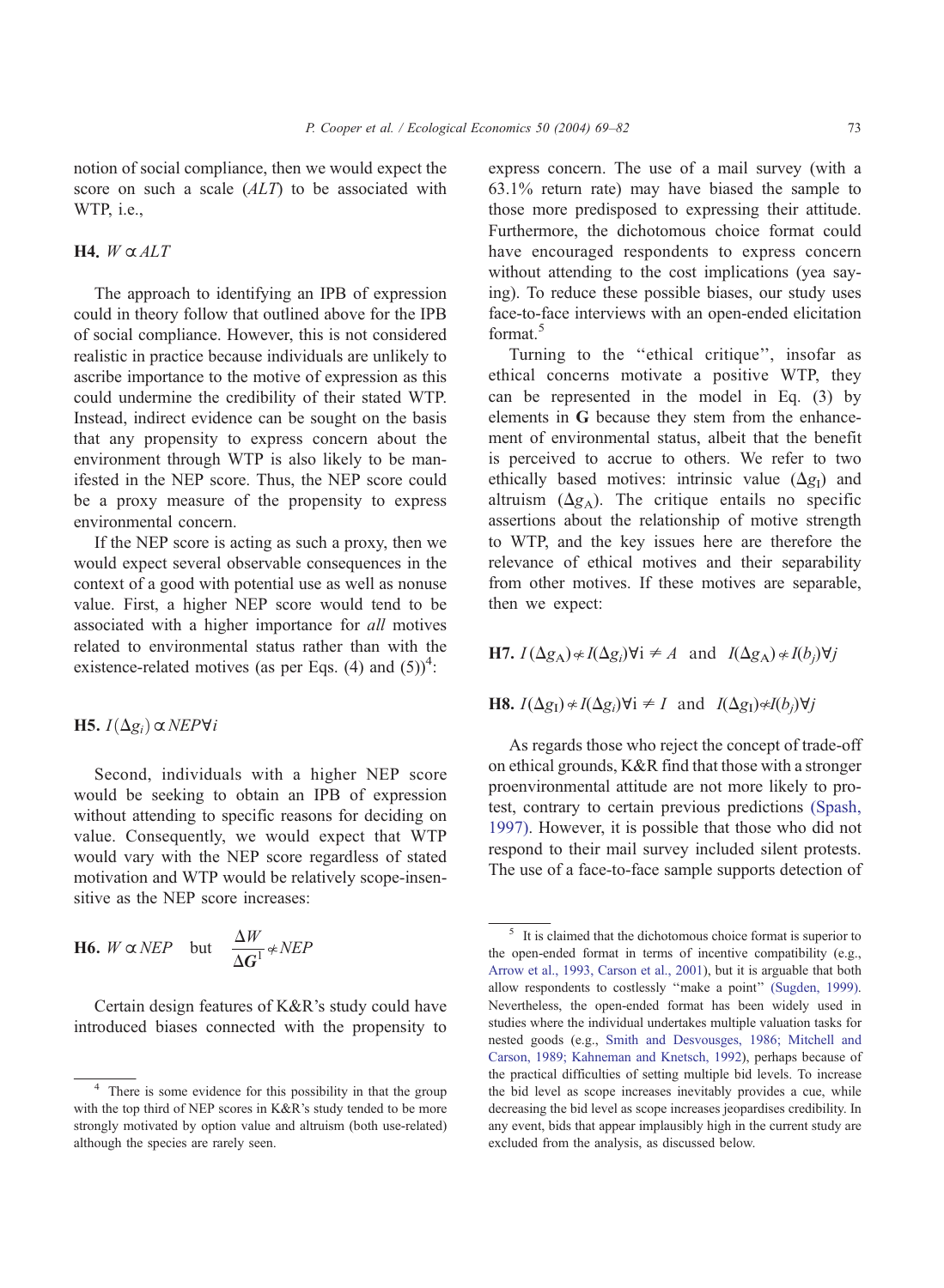notion of social compliance, then we would expect the score on such a scale (*ALT*) to be associated with WTP, i.e.,

**H4.** $W \propto ALT$

The approach to identifying an IPB of expression could in theory follow that outlined above for the IPB of social compliance. However, this is not considered realistic in practice because individuals are unlikely to ascribe importance to the motive of expression as this could undermine the credibility of their stated WTP. Instead, indirect evidence can be sought on the basis that any propensity to express concern about the environment through WTP is also likely to be manifested in the NEP score. Thus, the NEP score could be a proxy measure of the propensity to express environmental concern.

If the NEP score is acting as such a proxy, then we would expect several observable consequences in the context of a good with potential use as well as nonuse value. First, a higher NEP score would tend to be associated with a higher importance for *all* motives related to environmental status rather than with the existence-related motives (as per Eqs. (4) and (5))[4]:

**H5.** $I(\Delta g_i) \propto NEP \forall i$

Second, individuals with a higher NEP score would be seeking to obtain an IPB of expression without attending to specific reasons for deciding on value. Consequently, we would expect that WTP would vary with the NEP score regardless of stated motivation and WTP would be relatively scope-insensitive as the NEP score increases:

**H6.** $W \propto NEP \quad \text{but} \quad \dfrac{\Delta W}{\Delta \boldsymbol{G}^{1}} \not\propto NEP$

Certain design features of K&R's study could have introduced biases connected with the propensity to express concern. The use of a mail survey (with a 63.1% return rate) may have biased the sample to those more predisposed to expressing their attitude. Furthermore, the dichotomous choice format could have encouraged respondents to express concern without attending to the cost implications (yea saying). To reduce these possible biases, our study uses face-to-face interviews with an open-ended elicitation format.[5]

Turning to the ''ethical critique'', insofar as ethical concerns motivate a positive WTP, they can be represented in the model in Eq. (3) by elements in **G** because they stem from the enhancement of environmental status, albeit that the benefit is perceived to accrue to others. We refer to two ethically based motives: intrinsic value ($\Delta g_{\mathrm{I}}$) and altruism ($\Delta g_{\mathrm{A}}$). The critique entails no specific assertions about the relationship of motive strength to WTP, and the key issues here are therefore the relevance of ethical motives and their separability from other motives. If these motives are separable, then we expect:

**H7.** $I(\Delta g_{\mathrm{A}}) \not\propto I(\Delta g_i) \forall i \neq A \quad \text{and} \quad I(\Delta g_{\mathrm{A}}) \not\propto I(b_j) \forall j$

**H8.** $I(\Delta g_{\mathrm{I}}) \not\propto I(\Delta g_i) \forall i \neq I \quad \text{and} \quad I(\Delta g_{\mathrm{I}}) \not\propto I(b_j) \forall j$

As regards those who reject the concept of trade-off on ethical grounds, K&R find that those with a stronger proenvironmental attitude are not more likely to protest, contrary to certain previous predictions (Spash, 1997). However, it is possible that those who did not respond to their mail survey included silent protests. The use of a face-to-face sample supports detection of

---

[4] There is some evidence for this possibility in that the group with the top third of NEP scores in K&R's study tended to be more strongly motivated by option value and altruism (both use-related) although the species are rarely seen.

[5] It is claimed that the dichotomous choice format is superior to the open-ended format in terms of incentive compatibility (e.g., Arrow et al., 1993, Carson et al., 2001), but it is arguable that both allow respondents to costlessly ''make a point'' (Sugden, 1999). Nevertheless, the open-ended format has been widely used in studies where the individual undertakes multiple valuation tasks for nested goods (e.g., Smith and Desvousges, 1986; Mitchell and Carson, 1989; Kahneman and Knetsch, 1992), perhaps because of the practical difficulties of setting multiple bid levels. To increase the bid level as scope increases inevitably provides a cue, while decreasing the bid level as scope increases jeopardises credibility. In any event, bids that appear implausibly high in the current study are excluded from the analysis, as discussed below.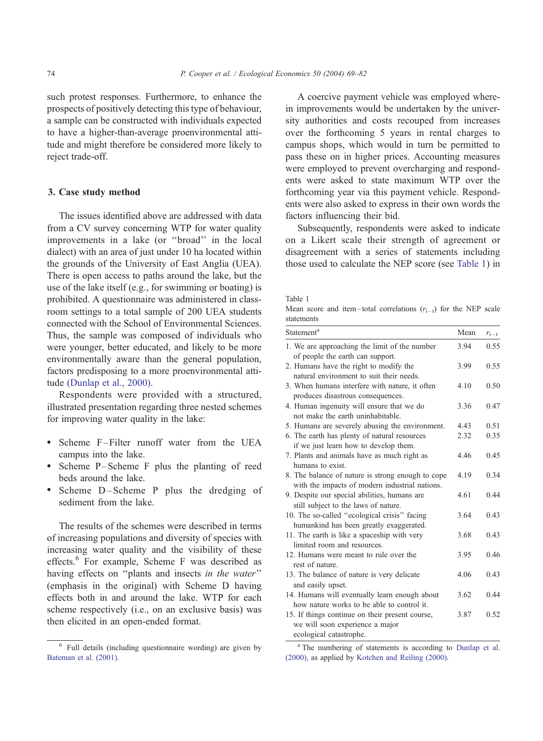such protest responses. Furthermore, to enhance the prospects of positively detecting this type of behaviour, a sample can be constructed with individuals expected to have a higher-than-average proenvironmental attitude and might therefore be considered more likely to reject trade-off.

## 3. Case study method

The issues identified above are addressed with data from a CV survey concerning WTP for water quality improvements in a lake (or ''broad'' in the local dialect) with an area of just under 10 ha located within the grounds of the University of East Anglia (UEA). There is open access to paths around the lake, but the use of the lake itself (e.g., for swimming or boating) is prohibited. A questionnaire was administered in classroom settings to a total sample of 200 UEA students connected with the School of Environmental Sciences. Thus, the sample was composed of individuals who were younger, better educated, and likely to be more environmentally aware than the general population, factors predisposing to a more proenvironmental attitude (Dunlap et al., 2000).

Respondents were provided with a structured, illustrated presentation regarding three nested schemes for improving water quality in the lake:

- Scheme F–Filter runoff water from the UEA campus into the lake.
- Scheme P–Scheme F plus the planting of reed beds around the lake.
- Scheme D–Scheme P plus the dredging of sediment from the lake.

The results of the schemes were described in terms of increasing populations and diversity of species with increasing water quality and the visibility of these effects.[6] For example, Scheme F was described as having effects on ''plants and insects *in the water*'' (emphasis in the original) with Scheme D having effects both in and around the lake. WTP for each scheme respectively (i.e., on an exclusive basis) was then elicited in an open-ended format.

A coercive payment vehicle was employed wherein improvements would be undertaken by the university authorities and costs recouped from increases over the forthcoming 5 years in rental charges to campus shops, which would in turn be permitted to pass these on in higher prices. Accounting measures were employed to prevent overcharging and respondents were asked to state maximum WTP over the forthcoming year via this payment vehicle. Respondents were also asked to express in their own words the factors influencing their bid.

Subsequently, respondents were asked to indicate on a Likert scale their strength of agreement or disagreement with a series of statements including those used to calculate the NEP score (see Table 1) in

Table 1
Mean score and item–total correlations ($r_{i-t}$) for the NEP scale statements

| Statement[a] | Mean | $r_{i-t}$ |
|---|---|---|
| 1. We are approaching the limit of the number of people the earth can support. | 3.94 | 0.55 |
| 2. Humans have the right to modify the natural environment to suit their needs. | 3.99 | 0.55 |
| 3. When humans interfere with nature, it often produces disastrous consequences. | 4.10 | 0.50 |
| 4. Human ingenuity will ensure that we do not make the earth uninhabitable. | 3.36 | 0.47 |
| 5. Humans are severely abusing the environment. | 4.43 | 0.51 |
| 6. The earth has plenty of natural resources if we just learn how to develop them. | 2.32 | 0.35 |
| 7. Plants and animals have as much right as humans to exist. | 4.46 | 0.45 |
| 8. The balance of nature is strong enough to cope with the impacts of modern industrial nations. | 4.19 | 0.34 |
| 9. Despite our special abilities, humans are still subject to the laws of nature. | 4.61 | 0.44 |
| 10. The so-called ''ecological crisis'' facing humankind has been greatly exaggerated. | 3.64 | 0.43 |
| 11. The earth is like a spaceship with very limited room and resources. | 3.68 | 0.43 |
| 12. Humans were meant to rule over the rest of nature. | 3.95 | 0.46 |
| 13. The balance of nature is very delicate and easily upset. | 4.06 | 0.43 |
| 14. Humans will eventually learn enough about how nature works to be able to control it. | 3.62 | 0.44 |
| 15. If things continue on their present course, we will soon experience a major ecological catastrophe. | 3.87 | 0.52 |

[a] The numbering of statements is according to Dunlap et al. (2000), as applied by Kotchen and Reiling (2000).

[6] Full details (including questionnaire wording) are given by Bateman et al. (2001).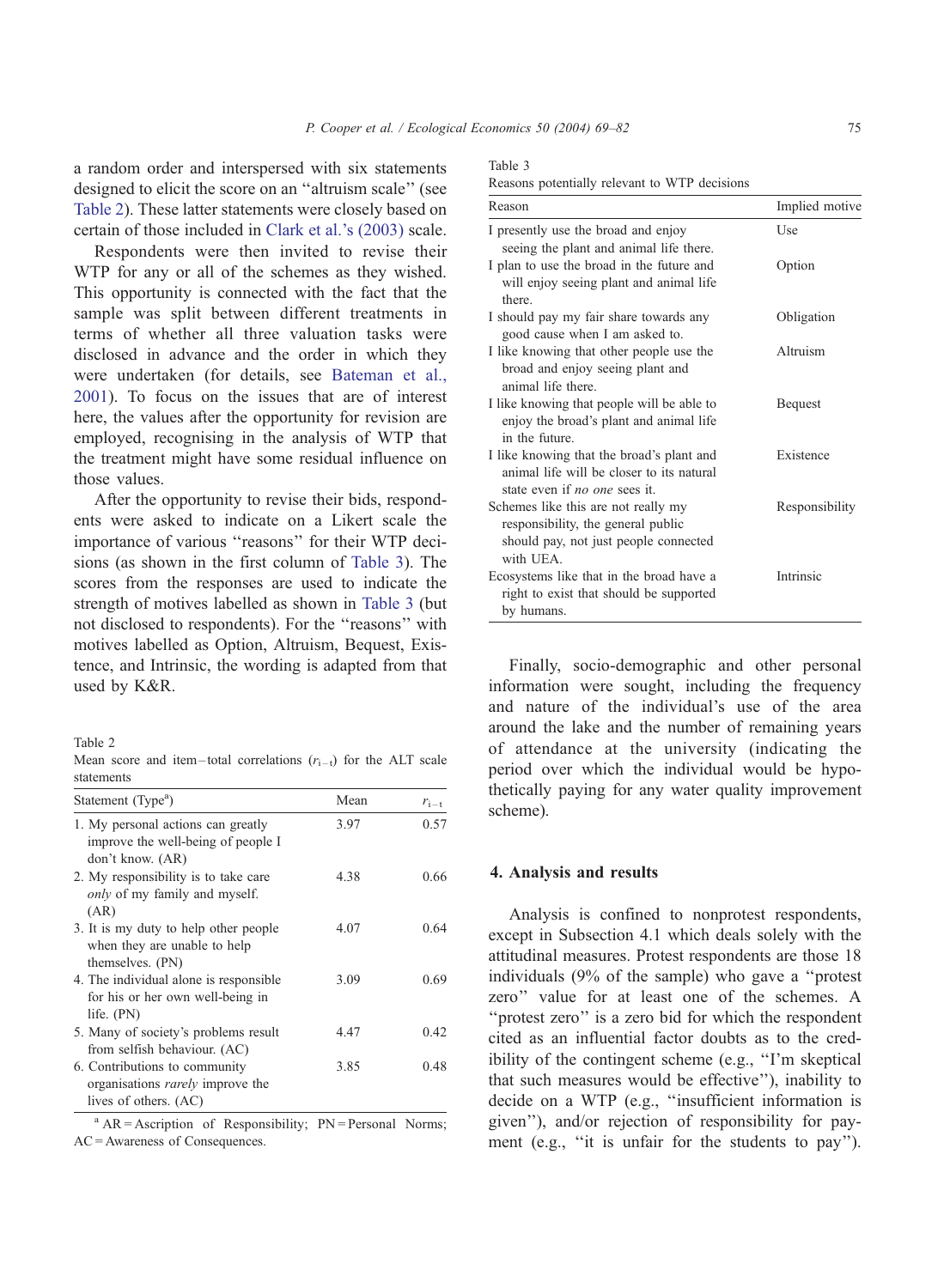a random order and interspersed with six statements designed to elicit the score on an "altruism scale" (see Table 2). These latter statements were closely based on certain of those included in Clark et al.'s (2003) scale.

Respondents were then invited to revise their WTP for any or all of the schemes as they wished. This opportunity is connected with the fact that the sample was split between different treatments in terms of whether all three valuation tasks were disclosed in advance and the order in which they were undertaken (for details, see Bateman et al., 2001). To focus on the issues that are of interest here, the values after the opportunity for revision are employed, recognising in the analysis of WTP that the treatment might have some residual influence on those values.

After the opportunity to revise their bids, respondents were asked to indicate on a Likert scale the importance of various "reasons" for their WTP decisions (as shown in the first column of Table 3). The scores from the responses are used to indicate the strength of motives labelled as shown in Table 3 (but not disclosed to respondents). For the "reasons" with motives labelled as Option, Altruism, Bequest, Existence, and Intrinsic, the wording is adapted from that used by K&R.

Table 2
Mean score and item–total correlations ($r_{i-t}$) for the ALT scale statements

| Statement (Type[a]) | Mean | $r_{i-t}$ |
|---|---|---|
| 1. My personal actions can greatly improve the well-being of people I don't know. (AR) | 3.97 | 0.57 |
| 2. My responsibility is to take care *only* of my family and myself. (AR) | 4.38 | 0.66 |
| 3. It is my duty to help other people when they are unable to help themselves. (PN) | 4.07 | 0.64 |
| 4. The individual alone is responsible for his or her own well-being in life. (PN) | 3.09 | 0.69 |
| 5. Many of society's problems result from selfish behaviour. (AC) | 4.47 | 0.42 |
| 6. Contributions to community organisations *rarely* improve the lives of others. (AC) | 3.85 | 0.48 |

[a] AR = Ascription of Responsibility; PN = Personal Norms; AC = Awareness of Consequences.

Table 3
Reasons potentially relevant to WTP decisions

| Reason | Implied motive |
|---|---|
| I presently use the broad and enjoy seeing the plant and animal life there. | Use |
| I plan to use the broad in the future and will enjoy seeing plant and animal life there. | Option |
| I should pay my fair share towards any good cause when I am asked to. | Obligation |
| I like knowing that other people use the broad and enjoy seeing plant and animal life there. | Altruism |
| I like knowing that people will be able to enjoy the broad's plant and animal life in the future. | Bequest |
| I like knowing that the broad's plant and animal life will be closer to its natural state even if *no one* sees it. | Existence |
| Schemes like this are not really my responsibility, the general public should pay, not just people connected with UEA. | Responsibility |
| Ecosystems like that in the broad have a right to exist that should be supported by humans. | Intrinsic |

Finally, socio-demographic and other personal information were sought, including the frequency and nature of the individual's use of the area around the lake and the number of remaining years of attendance at the university (indicating the period over which the individual would be hypothetically paying for any water quality improvement scheme).

## 4. Analysis and results

Analysis is confined to nonprotest respondents, except in Subsection 4.1 which deals solely with the attitudinal measures. Protest respondents are those 18 individuals (9% of the sample) who gave a "protest zero" value for at least one of the schemes. A "protest zero" is a zero bid for which the respondent cited as an influential factor doubts as to the credibility of the contingent scheme (e.g., "I'm skeptical that such measures would be effective"), inability to decide on a WTP (e.g., "insufficient information is given"), and/or rejection of responsibility for payment (e.g., "it is unfair for the students to pay").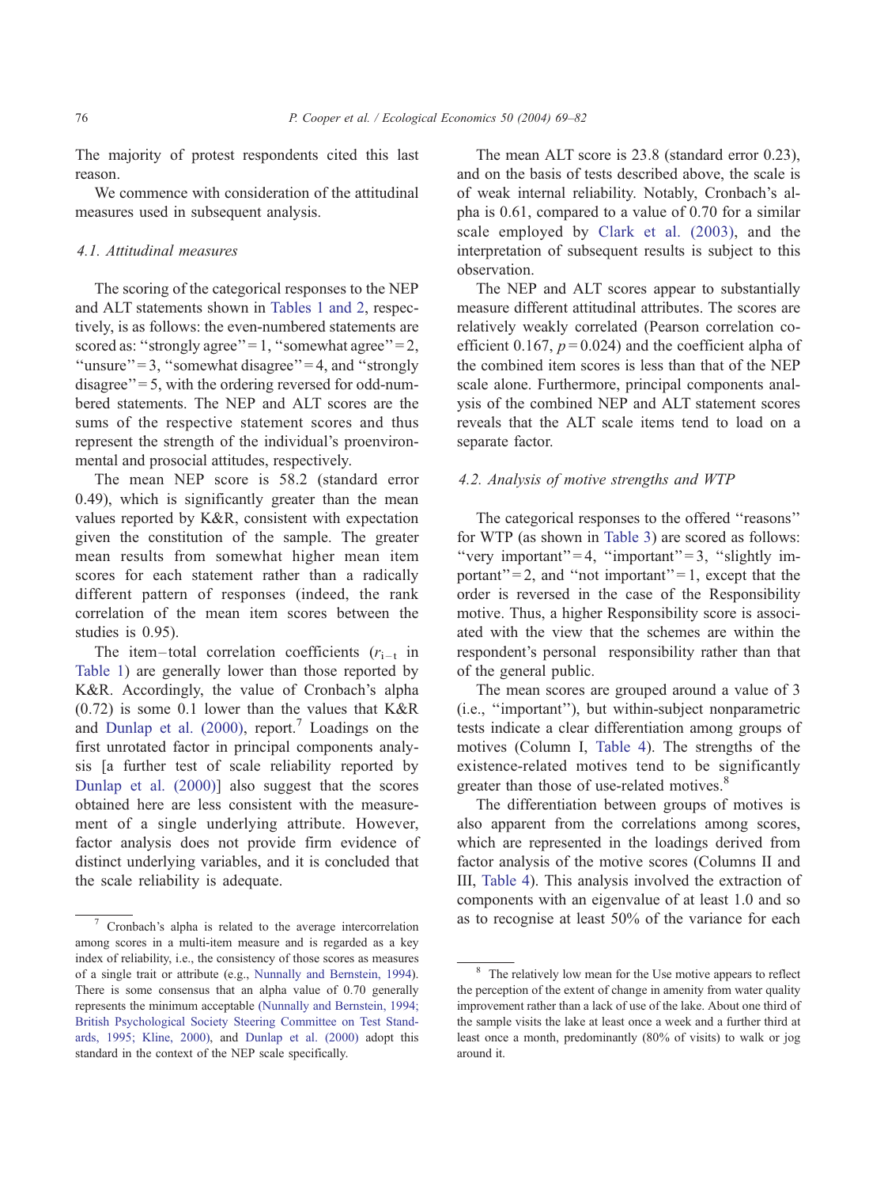The majority of protest respondents cited this last reason.

We commence with consideration of the attitudinal measures used in subsequent analysis.

### 4.1. Attitudinal measures

The scoring of the categorical responses to the NEP and ALT statements shown in Tables 1 and 2, respectively, is as follows: the even-numbered statements are scored as: "strongly agree" = 1, "somewhat agree" = 2, "unsure" = 3, "somewhat disagree" = 4, and "strongly disagree" = 5, with the ordering reversed for odd-numbered statements. The NEP and ALT scores are the sums of the respective statement scores and thus represent the strength of the individual's proenvironmental and prosocial attitudes, respectively.

The mean NEP score is 58.2 (standard error 0.49), which is significantly greater than the mean values reported by K&R, consistent with expectation given the constitution of the sample. The greater mean results from somewhat higher mean item scores for each statement rather than a radically different pattern of responses (indeed, the rank correlation of the mean item scores between the studies is 0.95).

The item–total correlation coefficients ($r_{i-t}$ in Table 1) are generally lower than those reported by K&R. Accordingly, the value of Cronbach's alpha (0.72) is some 0.1 lower than the values that K&R and Dunlap et al. (2000), report.[7] Loadings on the first unrotated factor in principal components analysis [a further test of scale reliability reported by Dunlap et al. (2000)] also suggest that the scores obtained here are less consistent with the measurement of a single underlying attribute. However, factor analysis does not provide firm evidence of distinct underlying variables, and it is concluded that the scale reliability is adequate.

The mean ALT score is 23.8 (standard error 0.23), and on the basis of tests described above, the scale is of weak internal reliability. Notably, Cronbach's alpha is 0.61, compared to a value of 0.70 for a similar scale employed by Clark et al. (2003), and the interpretation of subsequent results is subject to this observation.

The NEP and ALT scores appear to substantially measure different attitudinal attributes. The scores are relatively weakly correlated (Pearson correlation coefficient 0.167, $p = 0.024$) and the coefficient alpha of the combined item scores is less than that of the NEP scale alone. Furthermore, principal components analysis of the combined NEP and ALT statement scores reveals that the ALT scale items tend to load on a separate factor.

### 4.2. Analysis of motive strengths and WTP

The categorical responses to the offered "reasons" for WTP (as shown in Table 3) are scored as follows: "very important" = 4, "important" = 3, "slightly important" = 2, and "not important" = 1, except that the order is reversed in the case of the Responsibility motive. Thus, a higher Responsibility score is associated with the view that the schemes are within the respondent's personal responsibility rather than that of the general public.

The mean scores are grouped around a value of 3 (i.e., "important"), but within-subject nonparametric tests indicate a clear differentiation among groups of motives (Column I, Table 4). The strengths of the existence-related motives tend to be significantly greater than those of use-related motives.[8]

The differentiation between groups of motives is also apparent from the correlations among scores, which are represented in the loadings derived from factor analysis of the motive scores (Columns II and III, Table 4). This analysis involved the extraction of components with an eigenvalue of at least 1.0 and so as to recognise at least 50% of the variance for each

---

[7] Cronbach's alpha is related to the average intercorrelation among scores in a multi-item measure and is regarded as a key index of reliability, i.e., the consistency of those scores as measures of a single trait or attribute (e.g., Nunnally and Bernstein, 1994). There is some consensus that an alpha value of 0.70 generally represents the minimum acceptable (Nunnally and Bernstein, 1994; British Psychological Society Steering Committee on Test Standards, 1995; Kline, 2000), and Dunlap et al. (2000) adopt this standard in the context of the NEP scale specifically.

[8] The relatively low mean for the Use motive appears to reflect the perception of the extent of change in amenity from water quality improvement rather than a lack of use of the lake. About one third of the sample visits the lake at least once a week and a further third at least once a month, predominantly (80% of visits) to walk or jog around it.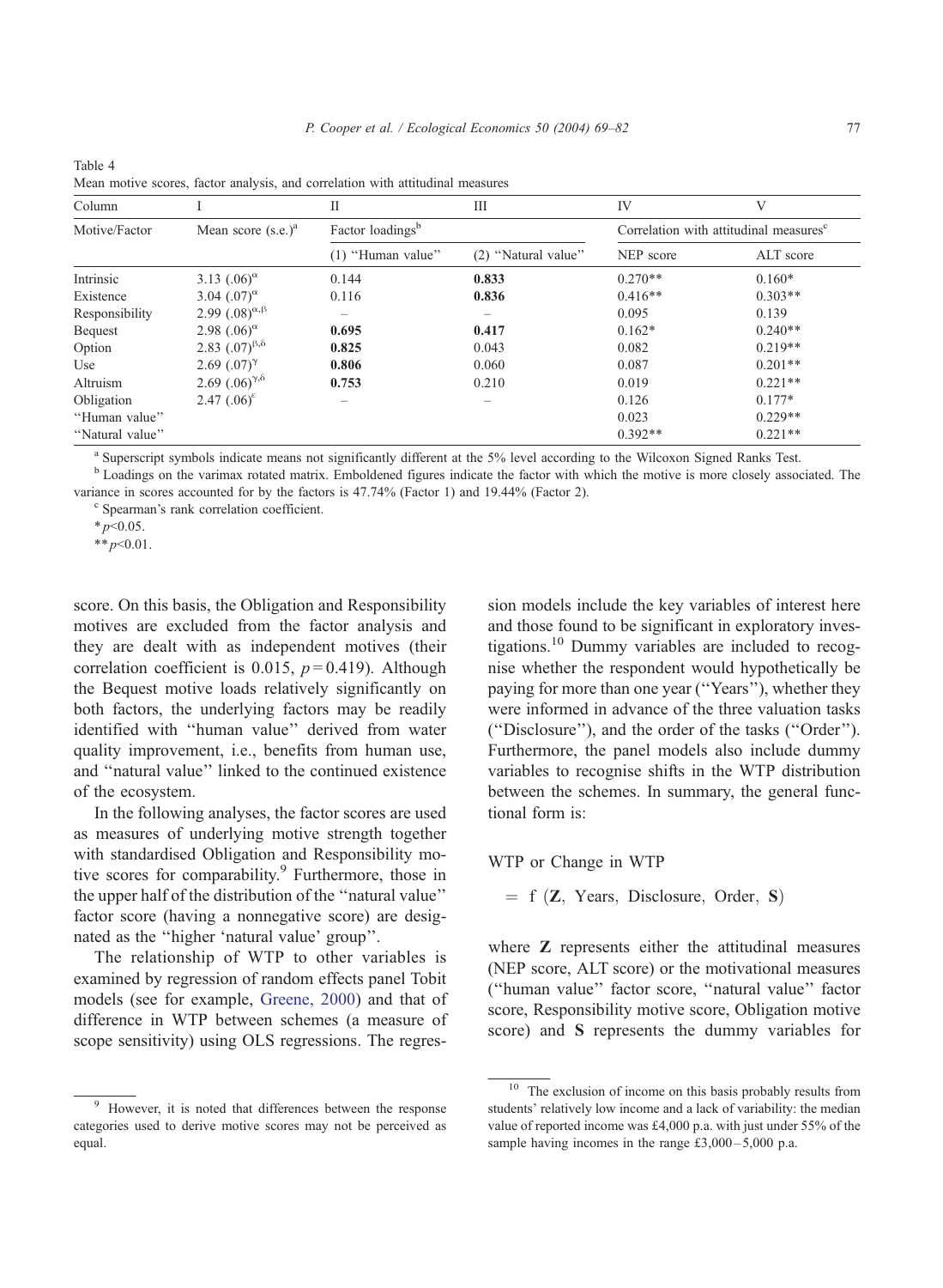Table 4
Mean motive scores, factor analysis, and correlation with attitudinal measures

| Column | I | II | III | IV | V |
|---|---|---|---|---|---|
| Motive/Factor | Mean score (s.e.)[a] | Factor loadings[b] | | Correlation with attitudinal measures[c] | |
| | | (1) "Human value" | (2) "Natural value" | NEP score | ALT score |
| Intrinsic | 3.13 (.06)$^{\alpha}$ | 0.144 | **0.833** | 0.270** | 0.160* |
| Existence | 3.04 (.07)$^{\alpha}$ | 0.116 | **0.836** | 0.416** | 0.303** |
| Responsibility | 2.99 (.08)$^{\alpha,\beta}$ | – | – | 0.095 | 0.139 |
| Bequest | 2.98 (.06)$^{\alpha}$ | **0.695** | **0.417** | 0.162* | 0.240** |
| Option | 2.83 (.07)$^{\beta,\delta}$ | **0.825** | 0.043 | 0.082 | 0.219** |
| Use | 2.69 (.07)$^{\gamma}$ | **0.806** | 0.060 | 0.087 | 0.201** |
| Altruism | 2.69 (.06)$^{\gamma,\delta}$ | **0.753** | 0.210 | 0.019 | 0.221** |
| Obligation | 2.47 (.06)$^{\varepsilon}$ | – | – | 0.126 | 0.177* |
| "Human value" | | | | 0.023 | 0.229** |
| "Natural value" | | | | 0.392** | 0.221** |

[a] Superscript symbols indicate means not significantly different at the 5% level according to the Wilcoxon Signed Ranks Test.

[b] Loadings on the varimax rotated matrix. Emboldened figures indicate the factor with which the motive is more closely associated. The variance in scores accounted for by the factors is 47.74% (Factor 1) and 19.44% (Factor 2).

[c] Spearman's rank correlation coefficient.

* $p$<0.05.

** $p$<0.01.

score. On this basis, the Obligation and Responsibility motives are excluded from the factor analysis and they are dealt with as independent motives (their correlation coefficient is 0.015, $p = 0.419$). Although the Bequest motive loads relatively significantly on both factors, the underlying factors may be readily identified with "human value" derived from water quality improvement, i.e., benefits from human use, and "natural value" linked to the continued existence of the ecosystem.

In the following analyses, the factor scores are used as measures of underlying motive strength together with standardised Obligation and Responsibility motive scores for comparability.[9] Furthermore, those in the upper half of the distribution of the "natural value" factor score (having a nonnegative score) are designated as the "higher 'natural value' group".

The relationship of WTP to other variables is examined by regression of random effects panel Tobit models (see for example, Greene, 2000) and that of difference in WTP between schemes (a measure of scope sensitivity) using OLS regressions. The regression models include the key variables of interest here and those found to be significant in exploratory investigations.[10] Dummy variables are included to recognise whether the respondent would hypothetically be paying for more than one year ("Years"), whether they were informed in advance of the three valuation tasks ("Disclosure"), and the order of the tasks ("Order"). Furthermore, the panel models also include dummy variables to recognise shifts in the WTP distribution between the schemes. In summary, the general functional form is:

$$\text{WTP or Change in WTP} = f\,(\mathbf{Z},\ \text{Years},\ \text{Disclosure},\ \text{Order},\ \mathbf{S})$$

where **Z** represents either the attitudinal measures (NEP score, ALT score) or the motivational measures ("human value" factor score, "natural value" factor score, Responsibility motive score, Obligation motive score) and **S** represents the dummy variables for

[9] However, it is noted that differences between the response categories used to derive motive scores may not be perceived as equal.

[10] The exclusion of income on this basis probably results from students' relatively low income and a lack of variability: the median value of reported income was £4,000 p.a. with just under 55% of the sample having incomes in the range £3,000–5,000 p.a.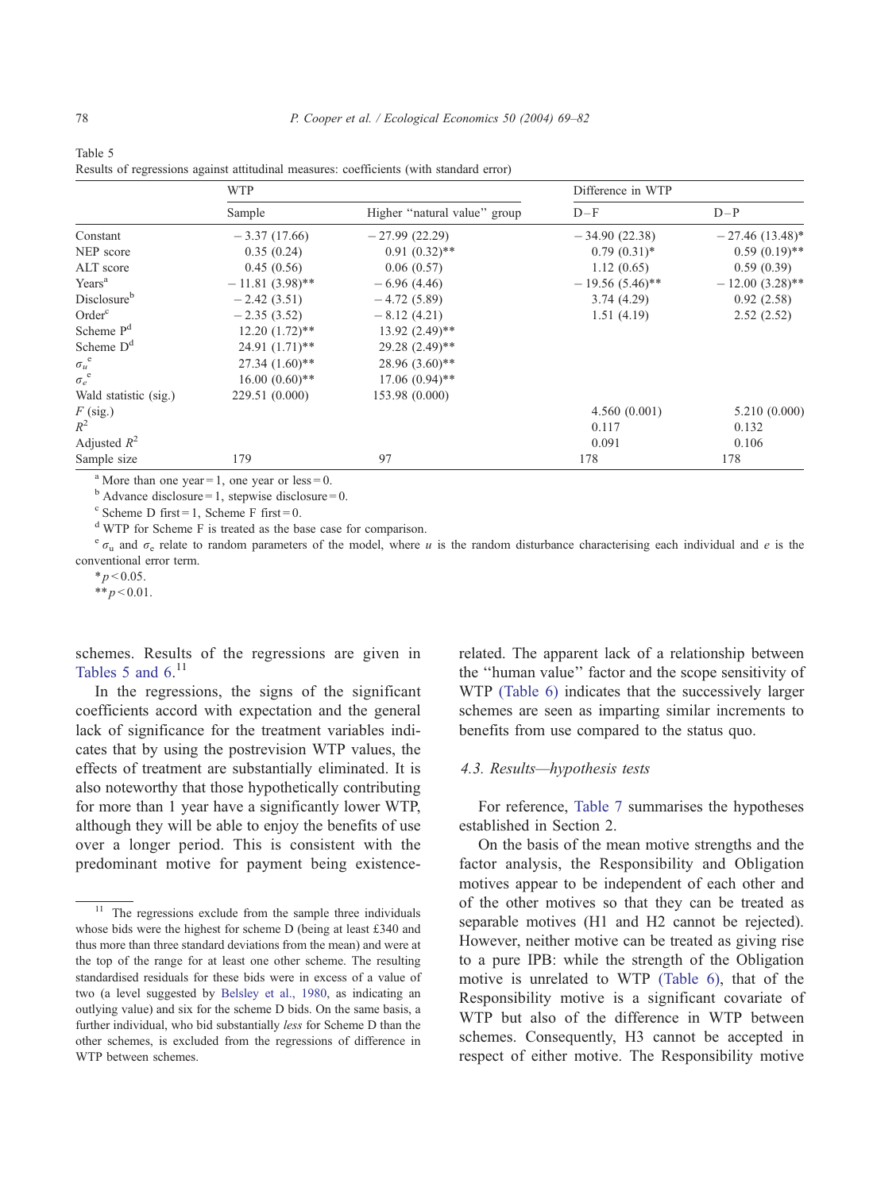Table 5
Results of regressions against attitudinal measures: coefficients (with standard error)

| | WTP | | Difference in WTP | |
|---|---|---|---|---|
| | Sample | Higher "natural value" group | D−F | D−P |
| Constant | −3.37 (17.66) | −27.99 (22.29) | −34.90 (22.38) | −27.46 (13.48)* |
| NEP score | 0.35 (0.24) | 0.91 (0.32)** | 0.79 (0.31)* | 0.59 (0.19)** |
| ALT score | 0.45 (0.56) | 0.06 (0.57) | 1.12 (0.65) | 0.59 (0.39) |
| Years[a] | −11.81 (3.98)** | −6.96 (4.46) | −19.56 (5.46)** | −12.00 (3.28)** |
| Disclosure[b] | −2.42 (3.51) | −4.72 (5.89) | 3.74 (4.29) | 0.92 (2.58) |
| Order[c] | −2.35 (3.52) | −8.12 (4.21) | 1.51 (4.19) | 2.52 (2.52) |
| Scheme P[d] | 12.20 (1.72)** | 13.92 (2.49)** | | |
| Scheme D[d] | 24.91 (1.71)** | 29.28 (2.49)** | | |
| $\sigma_u$[e] | 27.34 (1.60)** | 28.96 (3.60)** | | |
| $\sigma_e$[e] | 16.00 (0.60)** | 17.06 (0.94)** | | |
| Wald statistic (sig.) | 229.51 (0.000) | 153.98 (0.000) | | |
| $F$ (sig.) | | | 4.560 (0.001) | 5.210 (0.000) |
| $R^2$ | | | 0.117 | 0.132 |
| Adjusted $R^2$ | | | 0.091 | 0.106 |
| Sample size | 179 | 97 | 178 | 178 |

[a] More than one year = 1, one year or less = 0.
[b] Advance disclosure = 1, stepwise disclosure = 0.
[c] Scheme D first = 1, Scheme F first = 0.
[d] WTP for Scheme F is treated as the base case for comparison.
[e] $\sigma_u$ and $\sigma_e$ relate to random parameters of the model, where $u$ is the random disturbance characterising each individual and $e$ is the conventional error term.
* $p < 0.05$.
** $p < 0.01$.

schemes. Results of the regressions are given in Tables 5 and 6.[11]

In the regressions, the signs of the significant coefficients accord with expectation and the general lack of significance for the treatment variables indicates that by using the postrevision WTP values, the effects of treatment are substantially eliminated. It is also noteworthy that those hypothetically contributing for more than 1 year have a significantly lower WTP, although they will be able to enjoy the benefits of use over a longer period. This is consistent with the predominant motive for payment being existence-related. The apparent lack of a relationship between the "human value" factor and the scope sensitivity of WTP (Table 6) indicates that the successively larger schemes are seen as imparting similar increments to benefits from use compared to the status quo.

### 4.3. Results—hypothesis tests

For reference, Table 7 summarises the hypotheses established in Section 2.

On the basis of the mean motive strengths and the factor analysis, the Responsibility and Obligation motives appear to be independent of each other and of the other motives so that they can be treated as separable motives (H1 and H2 cannot be rejected). However, neither motive can be treated as giving rise to a pure IPB: while the strength of the Obligation motive is unrelated to WTP (Table 6), that of the Responsibility motive is a significant covariate of WTP but also of the difference in WTP between schemes. Consequently, H3 cannot be accepted in respect of either motive. The Responsibility motive

[11] The regressions exclude from the sample three individuals whose bids were the highest for scheme D (being at least £340 and thus more than three standard deviations from the mean) and were at the top of the range for at least one other scheme. The resulting standardised residuals for these bids were in excess of a value of two (a level suggested by Belsley et al., 1980, as indicating an outlying value) and six for the scheme D bids. On the same basis, a further individual, who bid substantially *less* for Scheme D than the other schemes, is excluded from the regressions of difference in WTP between schemes.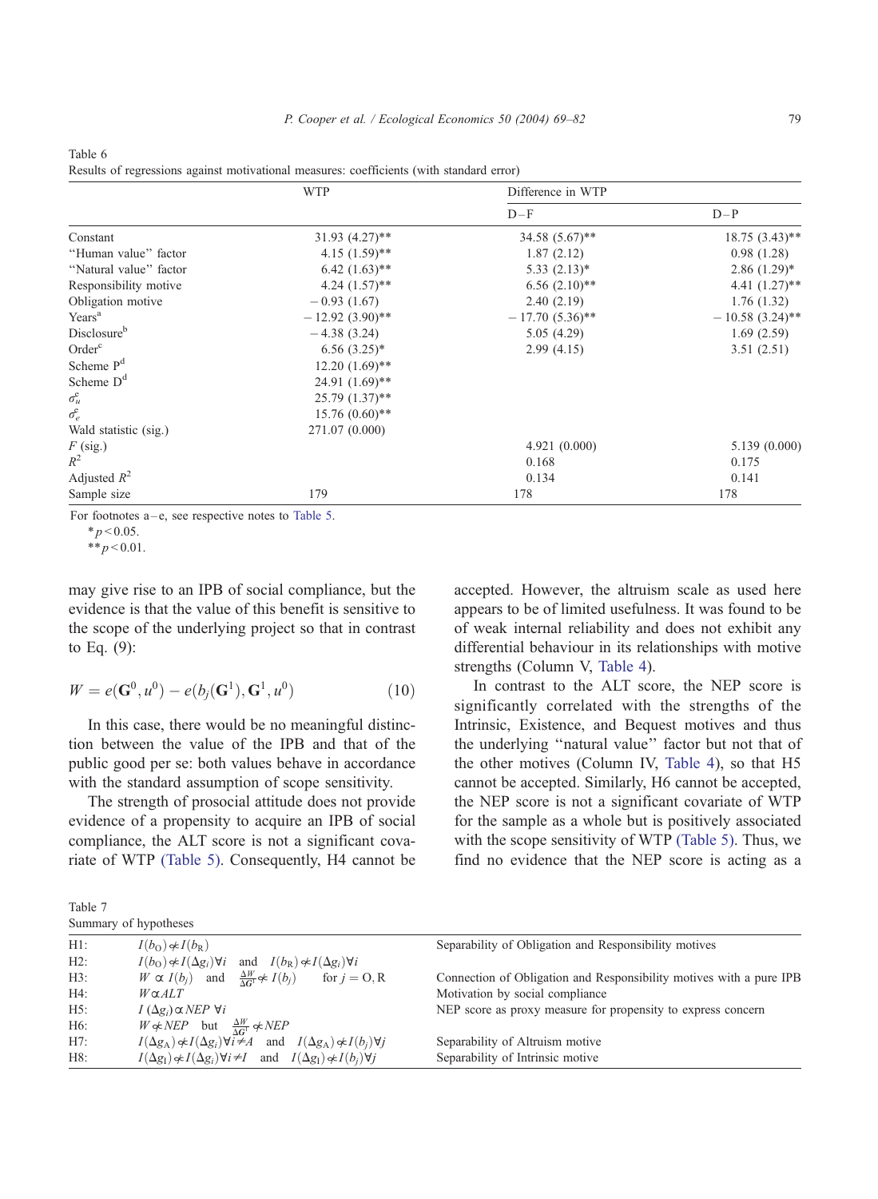Table 6
Results of regressions against motivational measures: coefficients (with standard error)

| | WTP | Difference in WTP | |
|---|---|---|---|
| | | D − F | D − P |
| Constant | 31.93 (4.27)** | 34.58 (5.67)** | 18.75 (3.43)** |
| "Human value" factor | 4.15 (1.59)** | 1.87 (2.12) | 0.98 (1.28) |
| "Natural value" factor | 6.42 (1.63)** | 5.33 (2.13)* | 2.86 (1.29)* |
| Responsibility motive | 4.24 (1.57)** | 6.56 (2.10)** | 4.41 (1.27)** |
| Obligation motive | − 0.93 (1.67) | 2.40 (2.19) | 1.76 (1.32) |
| Years[a] | − 12.92 (3.90)** | − 17.70 (5.36)** | − 10.58 (3.24)** |
| Disclosure[b] | − 4.38 (3.24) | 5.05 (4.29) | 1.69 (2.59) |
| Order[c] | 6.56 (3.25)* | 2.99 (4.15) | 3.51 (2.51) |
| Scheme P[d] | 12.20 (1.69)** | | |
| Scheme D[d] | 24.91 (1.69)** | | |
| $\sigma_u^e$ | 25.79 (1.37)** | | |
| $\sigma_e^e$ | 15.76 (0.60)** | | |
| Wald statistic (sig.) | 271.07 (0.000) | | |
| $F$ (sig.) | | 4.921 (0.000) | 5.139 (0.000) |
| $R^2$ | | 0.168 | 0.175 |
| Adjusted $R^2$ | | 0.134 | 0.141 |
| Sample size | 179 | 178 | 178 |

For footnotes a–e, see respective notes to Table 5.

* $p<0.05$.

** $p<0.01$.

may give rise to an IPB of social compliance, but the evidence is that the value of this benefit is sensitive to the scope of the underlying project so that in contrast to Eq. (9):

$$W = e(\mathbf{G}^0, u^0) - e(b_j(\mathbf{G}^1), \mathbf{G}^1, u^0) \tag{10}$$

In this case, there would be no meaningful distinction between the value of the IPB and that of the public good per se: both values behave in accordance with the standard assumption of scope sensitivity.

The strength of prosocial attitude does not provide evidence of a propensity to acquire an IPB of social compliance, the ALT score is not a significant covariate of WTP (Table 5). Consequently, H4 cannot be accepted. However, the altruism scale as used here appears to be of limited usefulness. It was found to be of weak internal reliability and does not exhibit any differential behaviour in its relationships with motive strengths (Column V, Table 4).

In contrast to the ALT score, the NEP score is significantly correlated with the strengths of the Intrinsic, Existence, and Bequest motives and thus the underlying "natural value" factor but not that of the other motives (Column IV, Table 4), so that H5 cannot be accepted. Similarly, H6 cannot be accepted, the NEP score is not a significant covariate of WTP for the sample as a whole but is positively associated with the scope sensitivity of WTP (Table 5). Thus, we find no evidence that the NEP score is acting as a

Table 7
Summary of hypotheses

| | | |
|---|---|---|
| H1: | $I(b_{\mathrm{O}}) \not\propto I(b_{\mathrm{R}})$ | Separability of Obligation and Responsibility motives |
| H2: | $I(b_{\mathrm{O}}) \not\propto I(\Delta g_i) \forall i$ and $I(b_{\mathrm{R}}) \not\propto I(\Delta g_i) \forall i$ | |
| H3: | $W \propto I(b_j)$ and $\frac{\Delta W}{\Delta G'} \not\propto I(b_j)$ for $j = \mathrm{O, R}$ | Connection of Obligation and Responsibility motives with a pure IPB |
| H4: | $W \propto ALT$ | Motivation by social compliance |
| H5: | $I(\Delta g_i) \propto NEP \ \forall i$ | NEP score as proxy measure for propensity to express concern |
| H6: | $W \not\propto NEP$ but $\frac{\Delta W}{\Delta G'} \not\propto NEP$ | |
| H7: | $I(\Delta g_{\mathrm{A}}) \not\propto I(\Delta g_i) \forall i \neq A$ and $I(\Delta g_{\mathrm{A}}) \not\propto I(b_j) \forall j$ | Separability of Altruism motive |
| H8: | $I(\Delta g_{\mathrm{I}}) \not\propto I(\Delta g_i) \forall i \neq I$ and $I(\Delta g_{\mathrm{I}}) \not\propto I(b_j) \forall j$ | Separability of Intrinsic motive |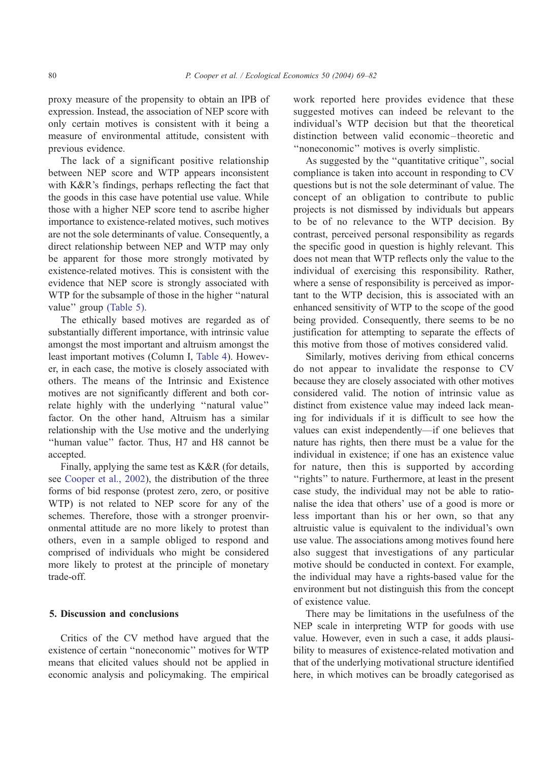proxy measure of the propensity to obtain an IPB of expression. Instead, the association of NEP score with only certain motives is consistent with it being a measure of environmental attitude, consistent with previous evidence.

The lack of a significant positive relationship between NEP score and WTP appears inconsistent with K&R's findings, perhaps reflecting the fact that the goods in this case have potential use value. While those with a higher NEP score tend to ascribe higher importance to existence-related motives, such motives are not the sole determinants of value. Consequently, a direct relationship between NEP and WTP may only be apparent for those more strongly motivated by existence-related motives. This is consistent with the evidence that NEP score is strongly associated with WTP for the subsample of those in the higher ''natural value'' group (Table 5).

The ethically based motives are regarded as of substantially different importance, with intrinsic value amongst the most important and altruism amongst the least important motives (Column I, Table 4). However, in each case, the motive is closely associated with others. The means of the Intrinsic and Existence motives are not significantly different and both correlate highly with the underlying ''natural value'' factor. On the other hand, Altruism has a similar relationship with the Use motive and the underlying ''human value'' factor. Thus, H7 and H8 cannot be accepted.

Finally, applying the same test as K&R (for details, see Cooper et al., 2002), the distribution of the three forms of bid response (protest zero, zero, or positive WTP) is not related to NEP score for any of the schemes. Therefore, those with a stronger proenvironmental attitude are no more likely to protest than others, even in a sample obliged to respond and comprised of individuals who might be considered more likely to protest at the principle of monetary trade-off.

## 5. Discussion and conclusions

Critics of the CV method have argued that the existence of certain ''noneconomic'' motives for WTP means that elicited values should not be applied in economic analysis and policymaking. The empirical work reported here provides evidence that these suggested motives can indeed be relevant to the individual's WTP decision but that the theoretical distinction between valid economic–theoretic and ''noneconomic'' motives is overly simplistic.

As suggested by the ''quantitative critique'', social compliance is taken into account in responding to CV questions but is not the sole determinant of value. The concept of an obligation to contribute to public projects is not dismissed by individuals but appears to be of no relevance to the WTP decision. By contrast, perceived personal responsibility as regards the specific good in question is highly relevant. This does not mean that WTP reflects only the value to the individual of exercising this responsibility. Rather, where a sense of responsibility is perceived as important to the WTP decision, this is associated with an enhanced sensitivity of WTP to the scope of the good being provided. Consequently, there seems to be no justification for attempting to separate the effects of this motive from those of motives considered valid.

Similarly, motives deriving from ethical concerns do not appear to invalidate the response to CV because they are closely associated with other motives considered valid. The notion of intrinsic value as distinct from existence value may indeed lack meaning for individuals if it is difficult to see how the values can exist independently—if one believes that nature has rights, then there must be a value for the individual in existence; if one has an existence value for nature, then this is supported by according ''rights'' to nature. Furthermore, at least in the present case study, the individual may not be able to rationalise the idea that others' use of a good is more or less important than his or her own, so that any altruistic value is equivalent to the individual's own use value. The associations among motives found here also suggest that investigations of any particular motive should be conducted in context. For example, the individual may have a rights-based value for the environment but not distinguish this from the concept of existence value.

There may be limitations in the usefulness of the NEP scale in interpreting WTP for goods with use value. However, even in such a case, it adds plausibility to measures of existence-related motivation and that of the underlying motivational structure identified here, in which motives can be broadly categorised as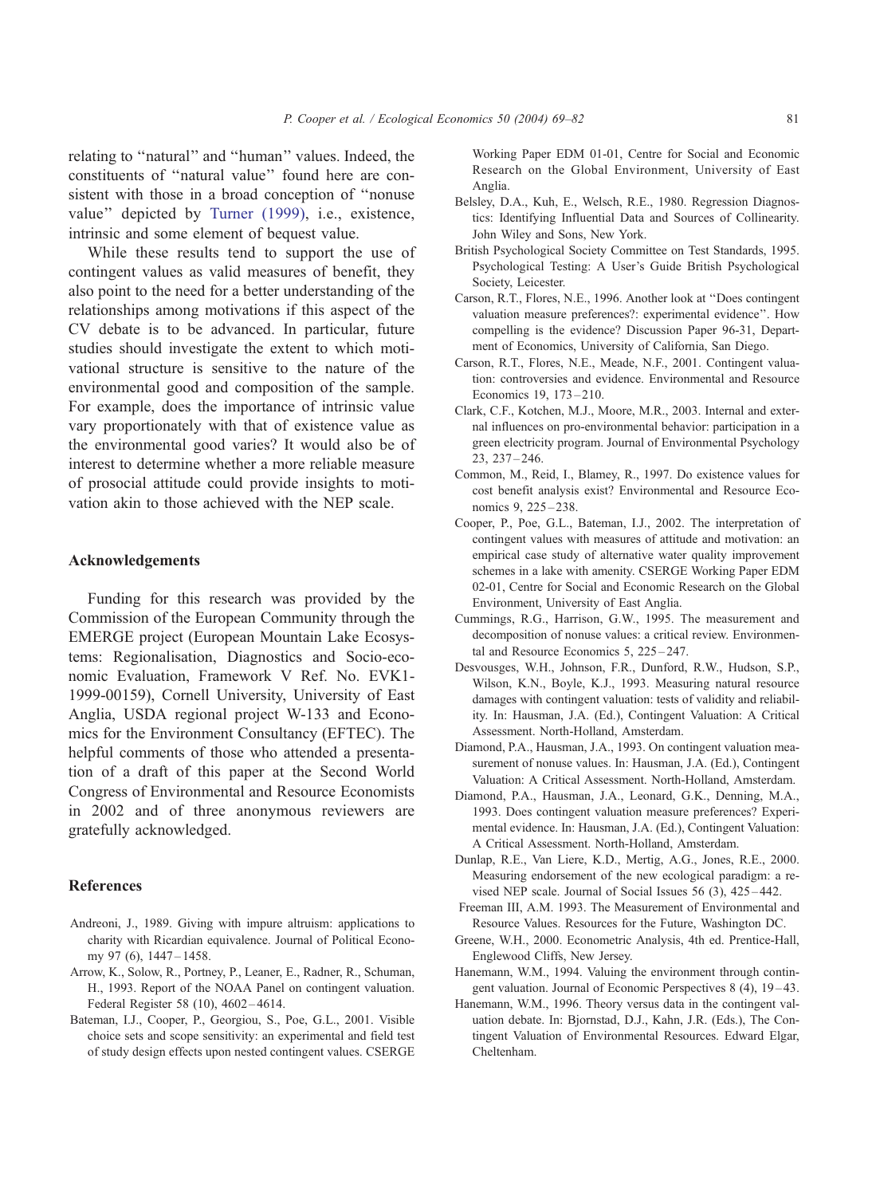relating to "natural" and "human" values. Indeed, the constituents of "natural value" found here are consistent with those in a broad conception of "nonuse value" depicted by Turner (1999), i.e., existence, intrinsic and some element of bequest value.

While these results tend to support the use of contingent values as valid measures of benefit, they also point to the need for a better understanding of the relationships among motivations if this aspect of the CV debate is to be advanced. In particular, future studies should investigate the extent to which motivational structure is sensitive to the nature of the environmental good and composition of the sample. For example, does the importance of intrinsic value vary proportionately with that of existence value as the environmental good varies? It would also be of interest to determine whether a more reliable measure of prosocial attitude could provide insights to motivation akin to those achieved with the NEP scale.

## Acknowledgements

Funding for this research was provided by the Commission of the European Community through the EMERGE project (European Mountain Lake Ecosystems: Regionalisation, Diagnostics and Socio-economic Evaluation, Framework V Ref. No. EVK1-1999-00159), Cornell University, University of East Anglia, USDA regional project W-133 and Economics for the Environment Consultancy (EFTEC). The helpful comments of those who attended a presentation of a draft of this paper at the Second World Congress of Environmental and Resource Economists in 2002 and of three anonymous reviewers are gratefully acknowledged.

## References

Andreoni, J., 1989. Giving with impure altruism: applications to charity with Ricardian equivalence. Journal of Political Economy 97 (6), 1447–1458.

Arrow, K., Solow, R., Portney, P., Leaner, E., Radner, R., Schuman, H., 1993. Report of the NOAA Panel on contingent valuation. Federal Register 58 (10), 4602–4614.

Bateman, I.J., Cooper, P., Georgiou, S., Poe, G.L., 2001. Visible choice sets and scope sensitivity: an experimental and field test of study design effects upon nested contingent values. CSERGE Working Paper EDM 01-01, Centre for Social and Economic Research on the Global Environment, University of East Anglia.

Belsley, D.A., Kuh, E., Welsch, R.E., 1980. Regression Diagnostics: Identifying Influential Data and Sources of Collinearity. John Wiley and Sons, New York.

British Psychological Society Committee on Test Standards, 1995. Psychological Testing: A User's Guide British Psychological Society, Leicester.

Carson, R.T., Flores, N.E., 1996. Another look at "Does contingent valuation measure preferences?: experimental evidence". How compelling is the evidence? Discussion Paper 96-31, Department of Economics, University of California, San Diego.

Carson, R.T., Flores, N.E., Meade, N.F., 2001. Contingent valuation: controversies and evidence. Environmental and Resource Economics 19, 173–210.

Clark, C.F., Kotchen, M.J., Moore, M.R., 2003. Internal and external influences on pro-environmental behavior: participation in a green electricity program. Journal of Environmental Psychology 23, 237–246.

Common, M., Reid, I., Blamey, R., 1997. Do existence values for cost benefit analysis exist? Environmental and Resource Economics 9, 225–238.

Cooper, P., Poe, G.L., Bateman, I.J., 2002. The interpretation of contingent values with measures of attitude and motivation: an empirical case study of alternative water quality improvement schemes in a lake with amenity. CSERGE Working Paper EDM 02-01, Centre for Social and Economic Research on the Global Environment, University of East Anglia.

Cummings, R.G., Harrison, G.W., 1995. The measurement and decomposition of nonuse values: a critical review. Environmental and Resource Economics 5, 225–247.

Desvousges, W.H., Johnson, F.R., Dunford, R.W., Hudson, S.P., Wilson, K.N., Boyle, K.J., 1993. Measuring natural resource damages with contingent valuation: tests of validity and reliability. In: Hausman, J.A. (Ed.), Contingent Valuation: A Critical Assessment. North-Holland, Amsterdam.

Diamond, P.A., Hausman, J.A., 1993. On contingent valuation measurement of nonuse values. In: Hausman, J.A. (Ed.), Contingent Valuation: A Critical Assessment. North-Holland, Amsterdam.

Diamond, P.A., Hausman, J.A., Leonard, G.K., Denning, M.A., 1993. Does contingent valuation measure preferences? Experimental evidence. In: Hausman, J.A. (Ed.), Contingent Valuation: A Critical Assessment. North-Holland, Amsterdam.

Dunlap, R.E., Van Liere, K.D., Mertig, A.G., Jones, R.E., 2000. Measuring endorsement of the new ecological paradigm: a revised NEP scale. Journal of Social Issues 56 (3), 425–442.

Freeman III, A.M. 1993. The Measurement of Environmental and Resource Values. Resources for the Future, Washington DC.

Greene, W.H., 2000. Econometric Analysis, 4th ed. Prentice-Hall, Englewood Cliffs, New Jersey.

Hanemann, W.M., 1994. Valuing the environment through contingent valuation. Journal of Economic Perspectives 8 (4), 19–43.

Hanemann, W.M., 1996. Theory versus data in the contingent valuation debate. In: Bjornstad, D.J., Kahn, J.R. (Eds.), The Contingent Valuation of Environmental Resources. Edward Elgar, Cheltenham.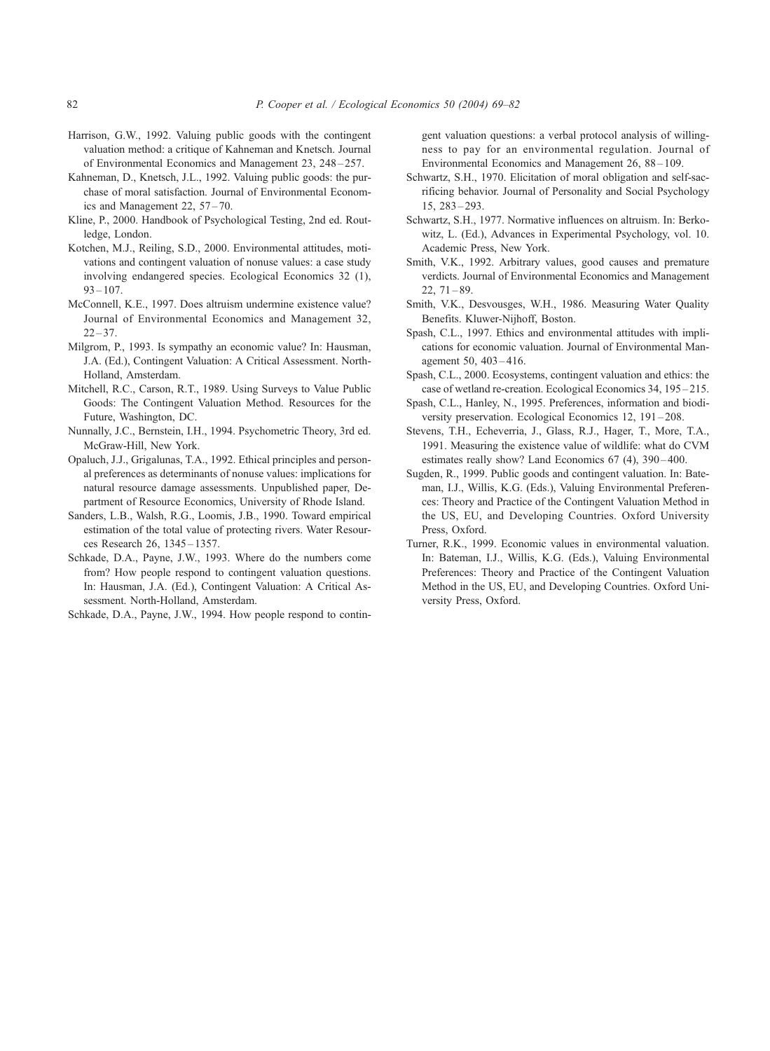Harrison, G.W., 1992. Valuing public goods with the contingent valuation method: a critique of Kahneman and Knetsch. Journal of Environmental Economics and Management 23, 248–257.

Kahneman, D., Knetsch, J.L., 1992. Valuing public goods: the purchase of moral satisfaction. Journal of Environmental Economics and Management 22, 57–70.

Kline, P., 2000. Handbook of Psychological Testing, 2nd ed. Routledge, London.

Kotchen, M.J., Reiling, S.D., 2000. Environmental attitudes, motivations and contingent valuation of nonuse values: a case study involving endangered species. Ecological Economics 32 (1), 93–107.

McConnell, K.E., 1997. Does altruism undermine existence value? Journal of Environmental Economics and Management 32, 22–37.

Milgrom, P., 1993. Is sympathy an economic value? In: Hausman, J.A. (Ed.), Contingent Valuation: A Critical Assessment. North-Holland, Amsterdam.

Mitchell, R.C., Carson, R.T., 1989. Using Surveys to Value Public Goods: The Contingent Valuation Method. Resources for the Future, Washington, DC.

Nunnally, J.C., Bernstein, I.H., 1994. Psychometric Theory, 3rd ed. McGraw-Hill, New York.

Opaluch, J.J., Grigalunas, T.A., 1992. Ethical principles and personal preferences as determinants of nonuse values: implications for natural resource damage assessments. Unpublished paper, Department of Resource Economics, University of Rhode Island.

Sanders, L.B., Walsh, R.G., Loomis, J.B., 1990. Toward empirical estimation of the total value of protecting rivers. Water Resources Research 26, 1345–1357.

Schkade, D.A., Payne, J.W., 1993. Where do the numbers come from? How people respond to contingent valuation questions. In: Hausman, J.A. (Ed.), Contingent Valuation: A Critical Assessment. North-Holland, Amsterdam.

Schkade, D.A., Payne, J.W., 1994. How people respond to contingent valuation questions: a verbal protocol analysis of willingness to pay for an environmental regulation. Journal of Environmental Economics and Management 26, 88–109.

Schwartz, S.H., 1970. Elicitation of moral obligation and self-sacrificing behavior. Journal of Personality and Social Psychology 15, 283–293.

Schwartz, S.H., 1977. Normative influences on altruism. In: Berkowitz, L. (Ed.), Advances in Experimental Psychology, vol. 10. Academic Press, New York.

Smith, V.K., 1992. Arbitrary values, good causes and premature verdicts. Journal of Environmental Economics and Management 22, 71–89.

Smith, V.K., Desvousges, W.H., 1986. Measuring Water Quality Benefits. Kluwer-Nijhoff, Boston.

Spash, C.L., 1997. Ethics and environmental attitudes with implications for economic valuation. Journal of Environmental Management 50, 403–416.

Spash, C.L., 2000. Ecosystems, contingent valuation and ethics: the case of wetland re-creation. Ecological Economics 34, 195–215.

Spash, C.L., Hanley, N., 1995. Preferences, information and biodiversity preservation. Ecological Economics 12, 191–208.

Stevens, T.H., Echeverria, J., Glass, R.J., Hager, T., More, T.A., 1991. Measuring the existence value of wildlife: what do CVM estimates really show? Land Economics 67 (4), 390–400.

Sugden, R., 1999. Public goods and contingent valuation. In: Bateman, I.J., Willis, K.G. (Eds.), Valuing Environmental Preferences: Theory and Practice of the Contingent Valuation Method in the US, EU, and Developing Countries. Oxford University Press, Oxford.

Turner, R.K., 1999. Economic values in environmental valuation. In: Bateman, I.J., Willis, K.G. (Eds.), Valuing Environmental Preferences: Theory and Practice of the Contingent Valuation Method in the US, EU, and Developing Countries. Oxford University Press, Oxford.